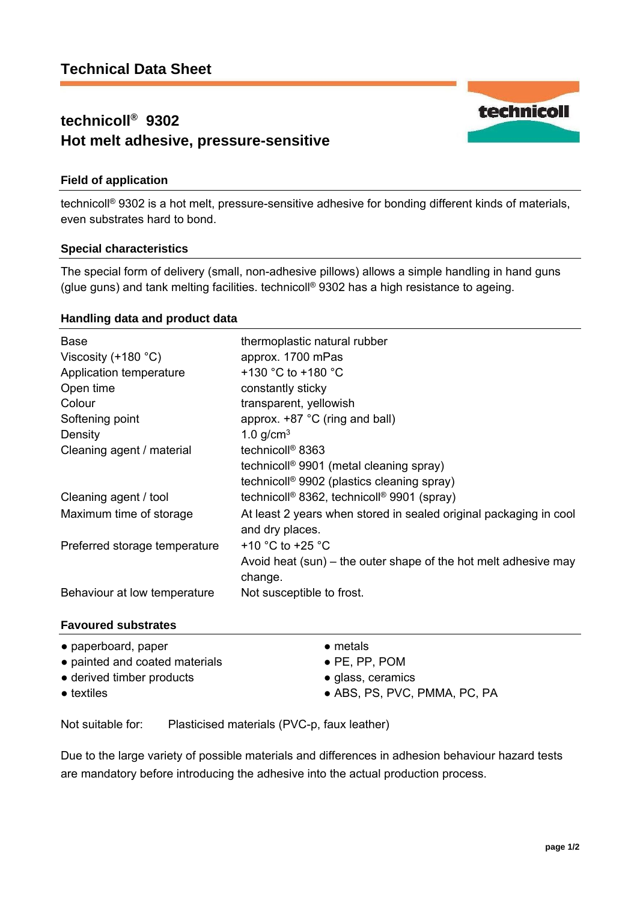# Technical Data Sheet

## technicoll® 9302
## Hot melt adhesive, pressure-sensitive

### Field of application

technicoll® 9302 is a hot melt, pressure-sensitive adhesive for bonding different kinds of materials, even substrates hard to bond.

### Special characteristics

The special form of delivery (small, non-adhesive pillows) allows a simple handling in hand guns (glue guns) and tank melting facilities. technicoll® 9302 has a high resistance to ageing.

### Handling data and product data

| | |
|---|---|
| Base | thermoplastic natural rubber |
| Viscosity (+180 °C) | approx. 1700 mPas |
| Application temperature | +130 °C to +180 °C |
| Open time | constantly sticky |
| Colour | transparent, yellowish |
| Softening point | approx. +87 °C (ring and ball) |
| Density | 1.0 g/cm$^3$ |
| Cleaning agent / material | technicoll® 8363<br>technicoll® 9901 (metal cleaning spray)<br>technicoll® 9902 (plastics cleaning spray) |
| Cleaning agent / tool | technicoll® 8362, technicoll® 9901 (spray) |
| Maximum time of storage | At least 2 years when stored in sealed original packaging in cool and dry places. |
| Preferred storage temperature | +10 °C to +25 °C<br>Avoid heat (sun) – the outer shape of the hot melt adhesive may change. |
| Behaviour at low temperature | Not susceptible to frost. |

### Favoured substrates

- paperboard, paper
- painted and coated materials
- derived timber products
- textiles
- metals
- PE, PP, POM
- glass, ceramics
- ABS, PS, PVC, PMMA, PC, PA

Not suitable for: Plasticised materials (PVC-p, faux leather)

Due to the large variety of possible materials and differences in adhesion behaviour hazard tests are mandatory before introducing the adhesive into the actual production process.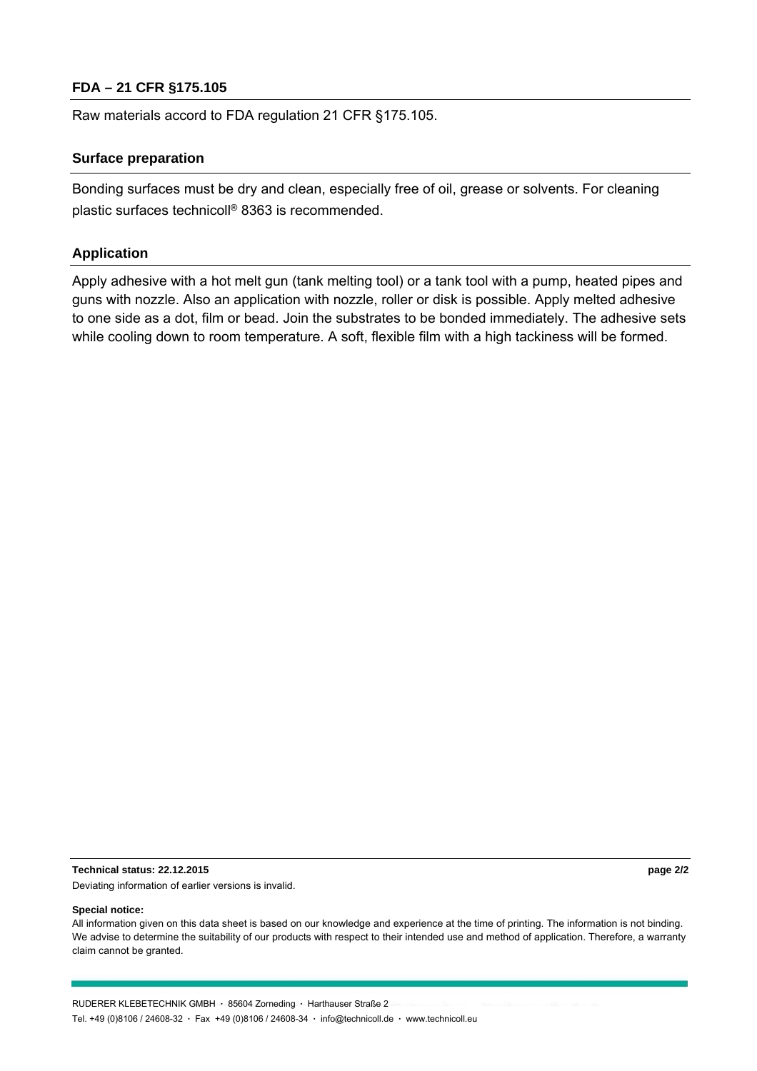## FDA – 21 CFR §175.105

Raw materials accord to FDA regulation 21 CFR §175.105.

## Surface preparation

Bonding surfaces must be dry and clean, especially free of oil, grease or solvents. For cleaning plastic surfaces technicoll® 8363 is recommended.

## Application

Apply adhesive with a hot melt gun (tank melting tool) or a tank tool with a pump, heated pipes and guns with nozzle. Also an application with nozzle, roller or disk is possible. Apply melted adhesive to one side as a dot, film or bead. Join the substrates to be bonded immediately. The adhesive sets while cooling down to room temperature. A soft, flexible film with a high tackiness will be formed.

**Technical status: 22.12.2015**

Deviating information of earlier versions is invalid.

**Special notice:**

All information given on this data sheet is based on our knowledge and experience at the time of printing. The information is not binding. We advise to determine the suitability of our products with respect to their intended use and method of application. Therefore, a warranty claim cannot be granted.

RUDERER KLEBETECHNIK GMBH · 85604 Zorneding · Harthauser Straße 2

Tel. +49 (0)8106 / 24608-32 · Fax +49 (0)8106 / 24608-34 · info@technicoll.de · www.technicoll.eu